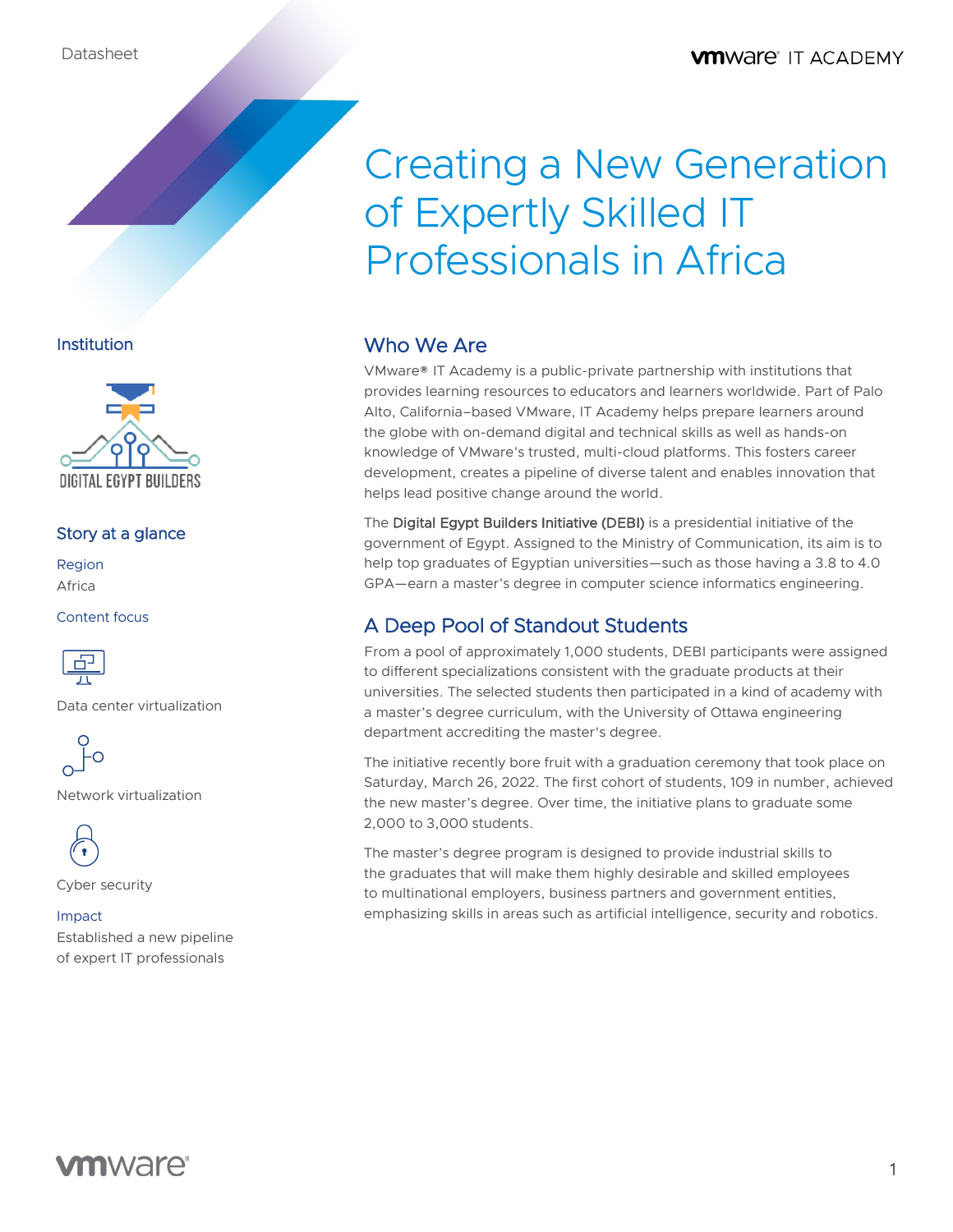Datasheet

# Creating a New Generation of Expertly Skilled IT Professionals in Africa

## Institution

DIGITAL EGYPT BUILDERS

## Story at a glance

**Region**
Africa

**Content focus**

Data center virtualization

Network virtualization

Cyber security

**Impact**
Established a new pipeline of expert IT professionals

## Who We Are

VMware® IT Academy is a public-private partnership with institutions that provides learning resources to educators and learners worldwide. Part of Palo Alto, California–based VMware, IT Academy helps prepare learners around the globe with on-demand digital and technical skills as well as hands-on knowledge of VMware's trusted, multi-cloud platforms. This fosters career development, creates a pipeline of diverse talent and enables innovation that helps lead positive change around the world.

The **Digital Egypt Builders Initiative (DEBI)** is a presidential initiative of the government of Egypt. Assigned to the Ministry of Communication, its aim is to help top graduates of Egyptian universities—such as those having a 3.8 to 4.0 GPA—earn a master's degree in computer science informatics engineering.

## A Deep Pool of Standout Students

From a pool of approximately 1,000 students, DEBI participants were assigned to different specializations consistent with the graduate products at their universities. The selected students then participated in a kind of academy with a master's degree curriculum, with the University of Ottawa engineering department accrediting the master's degree.

The initiative recently bore fruit with a graduation ceremony that took place on Saturday, March 26, 2022. The first cohort of students, 109 in number, achieved the new master's degree. Over time, the initiative plans to graduate some 2,000 to 3,000 students.

The master's degree program is designed to provide industrial skills to the graduates that will make them highly desirable and skilled employees to multinational employers, business partners and government entities, emphasizing skills in areas such as artificial intelligence, security and robotics.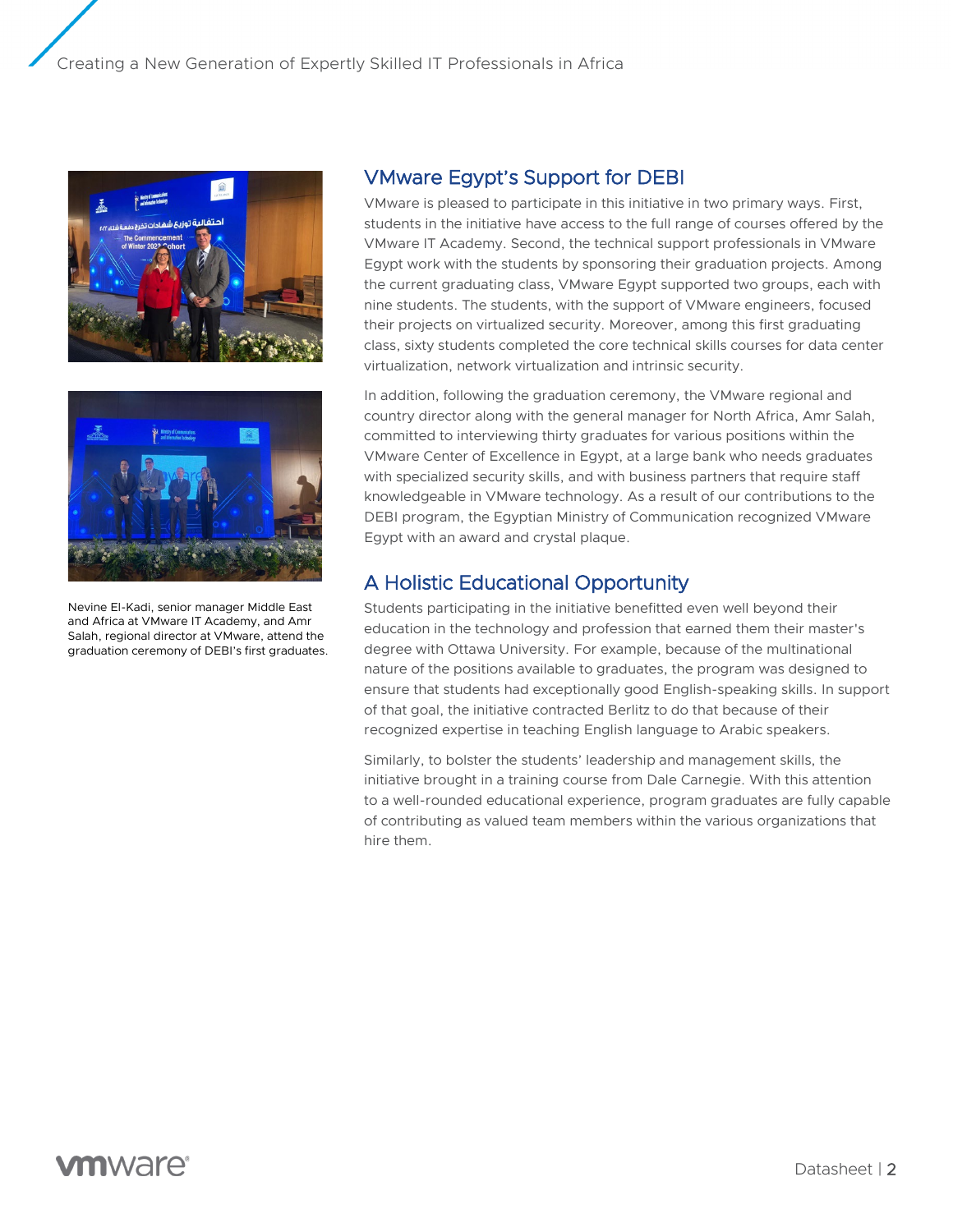## VMware Egypt's Support for DEBI

VMware is pleased to participate in this initiative in two primary ways. First, students in the initiative have access to the full range of courses offered by the VMware IT Academy. Second, the technical support professionals in VMware Egypt work with the students by sponsoring their graduation projects. Among the current graduating class, VMware Egypt supported two groups, each with nine students. The students, with the support of VMware engineers, focused their projects on virtualized security. Moreover, among this first graduating class, sixty students completed the core technical skills courses for data center virtualization, network virtualization and intrinsic security.

In addition, following the graduation ceremony, the VMware regional and country director along with the general manager for North Africa, Amr Salah, committed to interviewing thirty graduates for various positions within the VMware Center of Excellence in Egypt, at a large bank who needs graduates with specialized security skills, and with business partners that require staff knowledgeable in VMware technology. As a result of our contributions to the DEBI program, the Egyptian Ministry of Communication recognized VMware Egypt with an award and crystal plaque.

## A Holistic Educational Opportunity

Students participating in the initiative benefitted even well beyond their education in the technology and profession that earned them their master's degree with Ottawa University. For example, because of the multinational nature of the positions available to graduates, the program was designed to ensure that students had exceptionally good English-speaking skills. In support of that goal, the initiative contracted Berlitz to do that because of their recognized expertise in teaching English language to Arabic speakers.

Similarly, to bolster the students' leadership and management skills, the initiative brought in a training course from Dale Carnegie. With this attention to a well-rounded educational experience, program graduates are fully capable of contributing as valued team members within the various organizations that hire them.

Nevine El-Kadi, senior manager Middle East and Africa at VMware IT Academy, and Amr Salah, regional director at VMware, attend the graduation ceremony of DEBI's first graduates.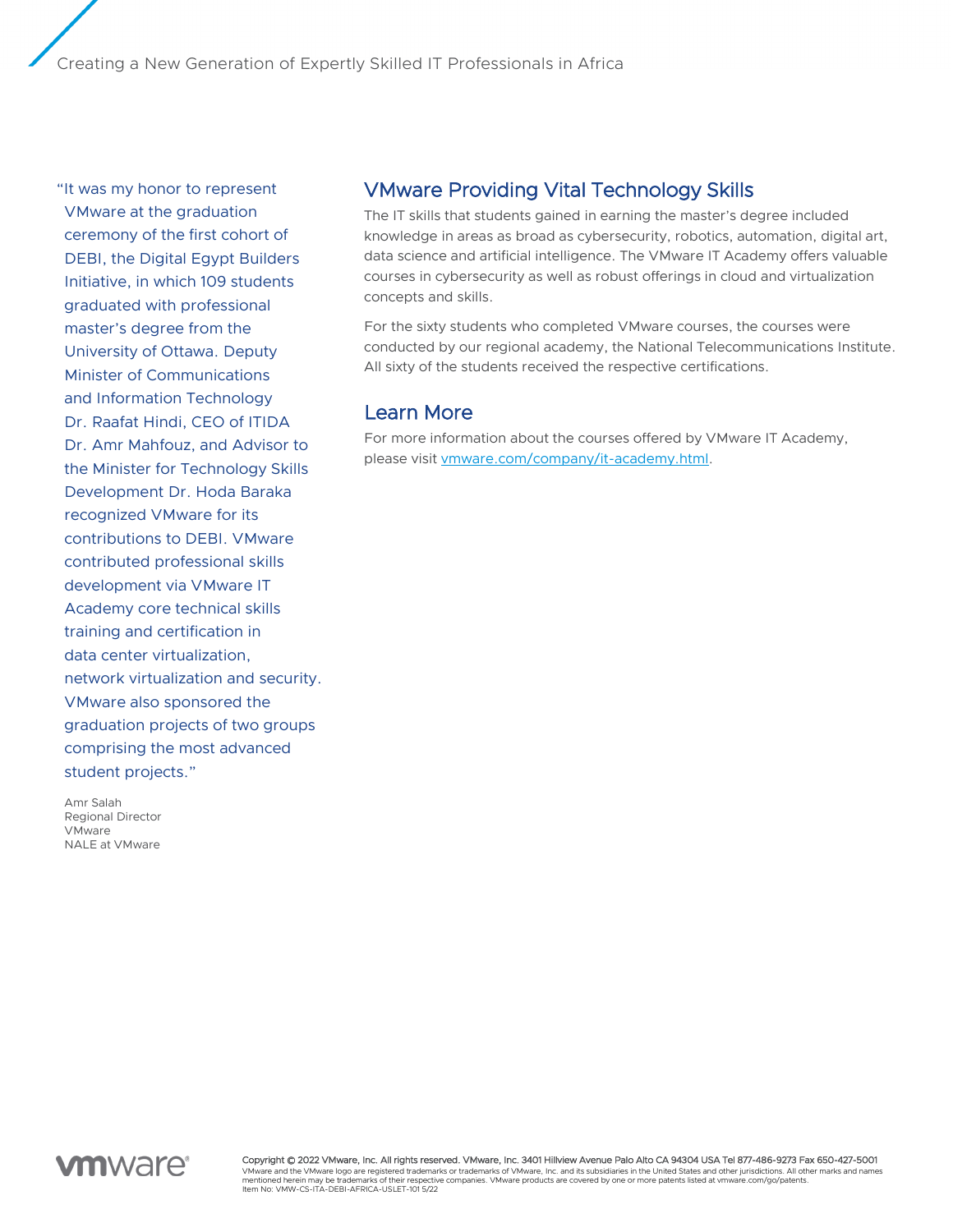"It was my honor to represent VMware at the graduation ceremony of the first cohort of DEBI, the Digital Egypt Builders Initiative, in which 109 students graduated with professional master's degree from the University of Ottawa. Deputy Minister of Communications and Information Technology Dr. Raafat Hindi, CEO of ITIDA Dr. Amr Mahfouz, and Advisor to the Minister for Technology Skills Development Dr. Hoda Baraka recognized VMware for its contributions to DEBI. VMware contributed professional skills development via VMware IT Academy core technical skills training and certification in data center virtualization, network virtualization and security. VMware also sponsored the graduation projects of two groups comprising the most advanced student projects."

Amr Salah
Regional Director
VMware
NALE at VMware

## VMware Providing Vital Technology Skills

The IT skills that students gained in earning the master's degree included knowledge in areas as broad as cybersecurity, robotics, automation, digital art, data science and artificial intelligence. The VMware IT Academy offers valuable courses in cybersecurity as well as robust offerings in cloud and virtualization concepts and skills.

For the sixty students who completed VMware courses, the courses were conducted by our regional academy, the National Telecommunications Institute. All sixty of the students received the respective certifications.

## Learn More

For more information about the courses offered by VMware IT Academy, please visit [vmware.com/company/it-academy.html](vmware.com/company/it-academy.html).

vmware®

Copyright © 2022 VMware, Inc. All rights reserved. VMware, Inc. 3401 Hillview Avenue Palo Alto CA 94304 USA Tel 877-486-9273 Fax 650-427-5001
VMware and the VMware logo are registered trademarks or trademarks of VMware, Inc. and its subsidiaries in the United States and other jurisdictions. All other marks and names mentioned herein may be trademarks of their respective companies. VMware products are covered by one or more patents listed at vmware.com/go/patents.
Item No: VMW-CS-ITA-DEBI-AFRICA-USLET-101 5/22